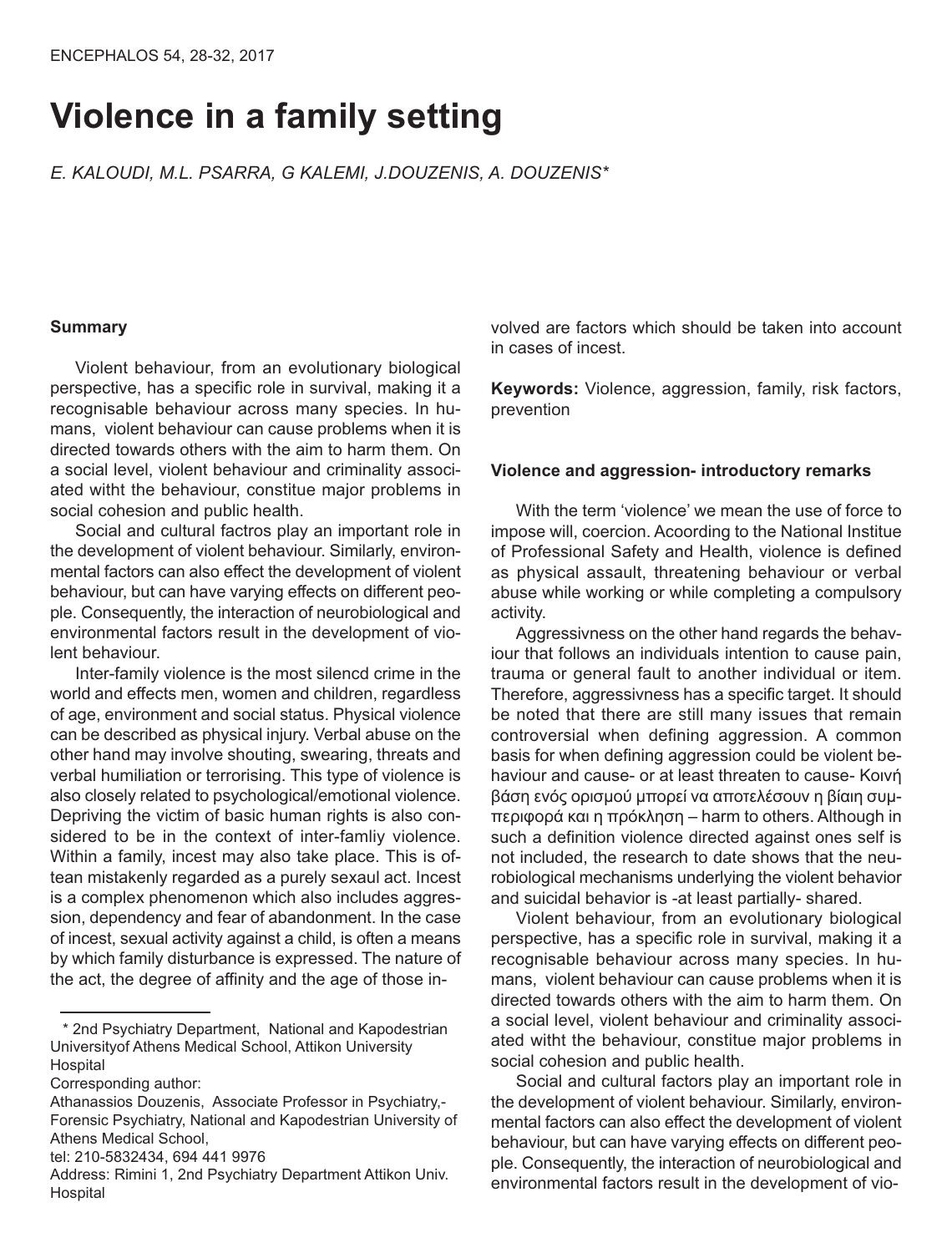# Violence in a family setting

*E. KALOUDI, M.L. PSARRA, G KALEMI, J.DOUZENIS, A. DOUZENIS\**

## Summary

Violent behaviour, from an evolutionary biological perspective, has a specific role in survival, making it a recognisable behaviour across many species. In humans, violent behaviour can cause problems when it is directed towards others with the aim to harm them. On a social level, violent behaviour and criminality associated witht the behaviour, constitue major problems in social cohesion and public health.

Social and cultural factros play an important role in the development of violent behaviour. Similarly, environmental factors can also effect the development of violent behaviour, but can have varying effects on different people. Consequently, the interaction of neurobiological and environmental factors result in the development of violent behaviour.

Inter-family violence is the most silencd crime in the world and effects men, women and children, regardless of age, environment and social status. Physical violence can be described as physical injury. Verbal abuse on the other hand may involve shouting, swearing, threats and verbal humiliation or terrorising. This type of violence is also closely related to psychological/emotional violence. Depriving the victim of basic human rights is also considered to be in the context of inter-famliy violence. Within a family, incest may also take place. This is oftean mistakenly regarded as a purely sexaul act. Incest is a complex phenomenon which also includes aggression, dependency and fear of abandonment. In the case of incest, sexual activity against a child, is often a means by which family disturbance is expressed. The nature of the act, the degree of affinity and the age of those involved are factors which should be taken into account in cases of incest.

**Keywords:** Violence, aggression, family, risk factors, prevention

## Violence and aggression- introductory remarks

With the term 'violence' we mean the use of force to impose will, coercion. Acoording to the National Institue of Professional Safety and Health, violence is defined as physical assault, threatening behaviour or verbal abuse while working or while completing a compulsory activity.

Aggressivness on the other hand regards the behaviour that follows an individuals intention to cause pain, trauma or general fault to another individual or item. Therefore, aggressivness has a specific target. It should be noted that there are still many issues that remain controversial when defining aggression. A common basis for when defining aggression could be violent behaviour and cause- or at least threaten to cause- Κοινή βάση ενός ορισμού μπορεί να αποτελέσουν η βίαιη συμπεριφορά και η πρόκληση – harm to others. Although in such a definition violence directed against ones self is not included, the research to date shows that the neurobiological mechanisms underlying the violent behavior and suicidal behavior is -at least partially- shared.

Violent behaviour, from an evolutionary biological perspective, has a specific role in survival, making it a recognisable behaviour across many species. In humans, violent behaviour can cause problems when it is directed towards others with the aim to harm them. On a social level, violent behaviour and criminality associated witht the behaviour, constitue major problems in social cohesion and public health.

Social and cultural factors play an important role in the development of violent behaviour. Similarly, environmental factors can also effect the development of violent behaviour, but can have varying effects on different people. Consequently, the interaction of neurobiological and environmental factors result in the development of vio-

---

\* 2nd Psychiatry Department, National and Kapodestrian Universityof Athens Medical School, Attikon University Hospital

Corresponding author:

Athanassios Douzenis, Associate Professor in Psychiatry,- Forensic Psychiatry, National and Kapodestrian University of Athens Medical School,

tel: 210-5832434, 694 441 9976

Address: Rimini 1, 2nd Psychiatry Department Attikon Univ. Hospital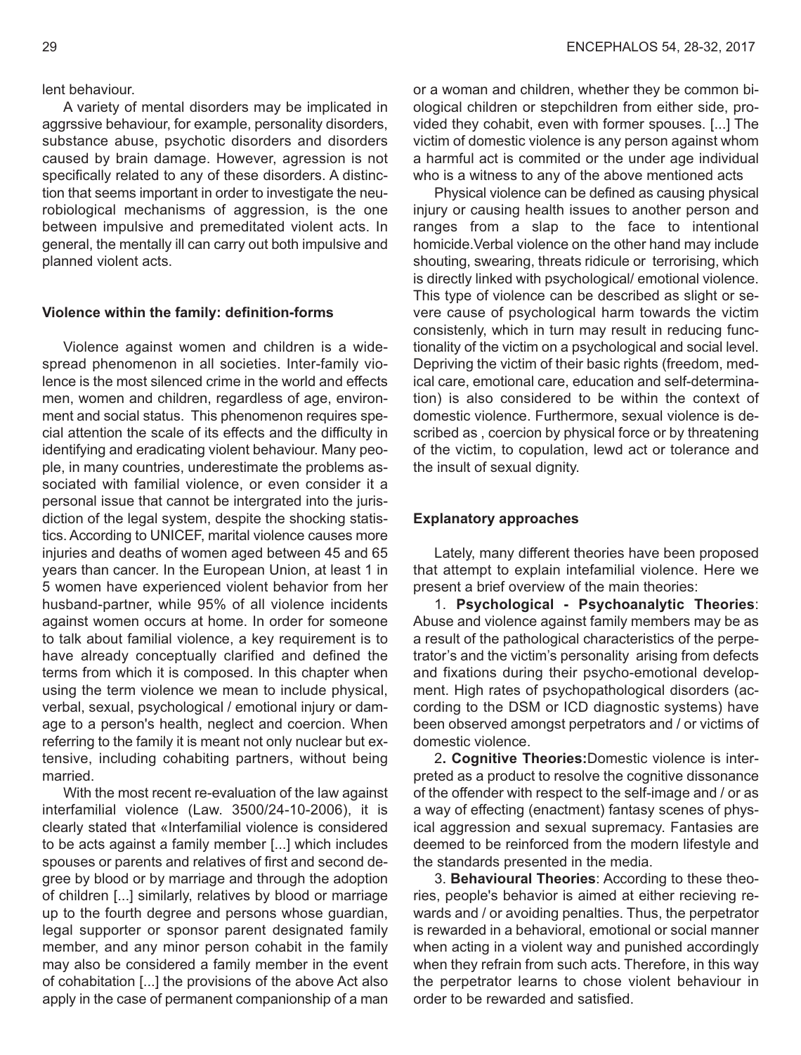lent behaviour.

A variety of mental disorders may be implicated in aggrssive behaviour, for example, personality disorders, substance abuse, psychotic disorders and disorders caused by brain damage. However, agression is not specifically related to any of these disorders. A distinction that seems important in order to investigate the neurobiological mechanisms of aggression, is the one between impulsive and premeditated violent acts. In general, the mentally ill can carry out both impulsive and planned violent acts.

### Violence within the family: definition-forms

Violence against women and children is a widespread phenomenon in all societies. Inter-family violence is the most silenced crime in the world and effects men, women and children, regardless of age, environment and social status. This phenomenon requires special attention the scale of its effects and the difficulty in identifying and eradicating violent behaviour. Many people, in many countries, underestimate the problems associated with familial violence, or even consider it a personal issue that cannot be intergrated into the jurisdiction of the legal system, despite the shocking statistics. According to UNICEF, marital violence causes more injuries and deaths of women aged between 45 and 65 years than cancer. In the European Union, at least 1 in 5 women have experienced violent behavior from her husband-partner, while 95% of all violence incidents against women occurs at home. In order for someone to talk about familial violence, a key requirement is to have already conceptually clarified and defined the terms from which it is composed. In this chapter when using the term violence we mean to include physical, verbal, sexual, psychological / emotional injury or damage to a person's health, neglect and coercion. When referring to the family it is meant not only nuclear but extensive, including cohabiting partners, without being married.

With the most recent re-evaluation of the law against interfamilial violence (Law. 3500/24-10-2006), it is clearly stated that «Interfamilial violence is considered to be acts against a family member [...] which includes spouses or parents and relatives of first and second degree by blood or by marriage and through the adoption of children [...] similarly, relatives by blood or marriage up to the fourth degree and persons whose guardian, legal supporter or sponsor parent designated family member, and any minor person cohabit in the family may also be considered a family member in the event of cohabitation [...] the provisions of the above Act also apply in the case of permanent companionship of a man or a woman and children, whether they be common biological children or stepchildren from either side, provided they cohabit, even with former spouses. [...] The victim of domestic violence is any person against whom a harmful act is commited or the under age individual who is a witness to any of the above mentioned acts

Physical violence can be defined as causing physical injury or causing health issues to another person and ranges from a slap to the face to intentional homicide.Verbal violence on the other hand may include shouting, swearing, threats ridicule or terrorising, which is directly linked with psychological/ emotional violence. This type of violence can be described as slight or severe cause of psychological harm towards the victim consistenly, which in turn may result in reducing functionality of the victim on a psychological and social level. Depriving the victim of their basic rights (freedom, medical care, emotional care, education and self-determination) is also considered to be within the context of domestic violence. Furthermore, sexual violence is described as , coercion by physical force or by threatening of the victim, to copulation, lewd act or tolerance and the insult of sexual dignity.

### Explanatory approaches

Lately, many different theories have been proposed that attempt to explain intefamilial violence. Here we present a brief overview of the main theories:

1. **Psychological - Psychoanalytic Theories**: Abuse and violence against family members may be as a result of the pathological characteristics of the perpetrator's and the victim's personality arising from defects and fixations during their psycho-emotional development. High rates of psychopathological disorders (according to the DSM or ICD diagnostic systems) have been observed amongst perpetrators and / or victims of domestic violence.

2. **Cognitive Theories:** Domestic violence is interpreted as a product to resolve the cognitive dissonance of the offender with respect to the self-image and / or as a way of effecting (enactment) fantasy scenes of physical aggression and sexual supremacy. Fantasies are deemed to be reinforced from the modern lifestyle and the standards presented in the media.

3. **Behavioural Theories**: According to these theories, people's behavior is aimed at either recieving rewards and / or avoiding penalties. Thus, the perpetrator is rewarded in a behavioral, emotional or social manner when acting in a violent way and punished accordingly when they refrain from such acts. Therefore, in this way the perpetrator learns to chose violent behaviour in order to be rewarded and satisfied.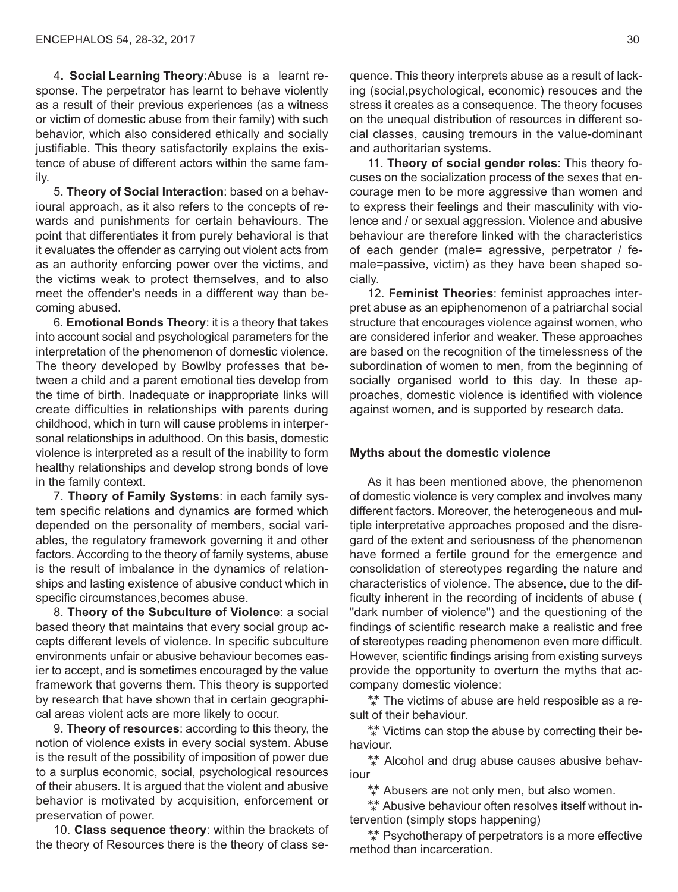4. **Social Learning Theory**:Abuse is a learnt response. The perpetrator has learnt to behave violently as a result of their previous experiences (as a witness or victim of domestic abuse from their family) with such behavior, which also considered ethically and socially justifiable. This theory satisfactorily explains the existence of abuse of different actors within the same family.

5. **Theory of Social Interaction**: based on a behavioural approach, as it also refers to the concepts of rewards and punishments for certain behaviours. The point that differentiates it from purely behavioral is that it evaluates the offender as carrying out violent acts from as an authority enforcing power over the victims, and the victims weak to protect themselves, and to also meet the offender's needs in a diffferent way than becoming abused.

6. **Emotional Bonds Theory**: it is a theory that takes into account social and psychological parameters for the interpretation of the phenomenon of domestic violence. The theory developed by Bowlby professes that between a child and a parent emotional ties develop from the time of birth. Inadequate or inappropriate links will create difficulties in relationships with parents during childhood, which in turn will cause problems in interpersonal relationships in adulthood. On this basis, domestic violence is interpreted as a result of the inability to form healthy relationships and develop strong bonds of love in the family context.

7. **Theory of Family Systems**: in each family system specific relations and dynamics are formed which depended on the personality of members, social variables, the regulatory framework governing it and other factors. According to the theory of family systems, abuse is the result of imbalance in the dynamics of relationships and lasting existence of abusive conduct which in specific circumstances,becomes abuse.

8. **Theory of the Subculture of Violence**: a social based theory that maintains that every social group accepts different levels of violence. In specific subculture environments unfair or abusive behaviour becomes easier to accept, and is sometimes encouraged by the value framework that governs them. This theory is supported by research that have shown that in certain geographical areas violent acts are more likely to occur.

9. **Theory of resources**: according to this theory, the notion of violence exists in every social system. Abuse is the result of the possibility of imposition of power due to a surplus economic, social, psychological resources of their abusers. It is argued that the violent and abusive behavior is motivated by acquisition, enforcement or preservation of power.

10. **Class sequence theory**: within the brackets of the theory of Resources there is the theory of class sequence. This theory interprets abuse as a result of lacking (social,psychological, economic) resouces and the stress it creates as a consequence. The theory focuses on the unequal distribution of resources in different social classes, causing tremours in the value-dominant and authoritarian systems.

11. **Theory of social gender roles**: This theory focuses on the socialization process of the sexes that encourage men to be more aggressive than women and to express their feelings and their masculinity with violence and / or sexual aggression. Violence and abusive behaviour are therefore linked with the characteristics of each gender (male= agressive, perpetrator / female=passive, victim) as they have been shaped socially.

12. **Feminist Theories**: feminist approaches interpret abuse as an epiphenomenon of a patriarchal social structure that encourages violence against women, who are considered inferior and weaker. These approaches are based on the recognition of the timelessness of the subordination of women to men, from the beginning of socially organised world to this day. In these approaches, domestic violence is identified with violence against women, and is supported by research data.

#### Myths about the domestic violence

As it has been mentioned above, the phenomenon of domestic violence is very complex and involves many different factors. Moreover, the heterogeneous and multiple interpretative approaches proposed and the disregard of the extent and seriousness of the phenomenon have formed a fertile ground for the emergence and consolidation of stereotypes regarding the nature and characteristics of violence. The absence, due to the difficulty inherent in the recording of incidents of abuse ( "dark number of violence") and the questioning of the findings of scientific research make a realistic and free of stereotypes reading phenomenon even more difficult. However, scientific findings arising from existing surveys provide the opportunity to overturn the myths that accompany domestic violence:

⁂ The victims of abuse are held resposible as a result of their behaviour.

⁂ Victims can stop the abuse by correcting their behaviour.

⁂ Alcohol and drug abuse causes abusive behaviour

⁂ Abusers are not only men, but also women.

⁂ Abusive behaviour often resolves itself without intervention (simply stops happening)

⁂ Psychotherapy of perpetrators is a more effective method than incarceration.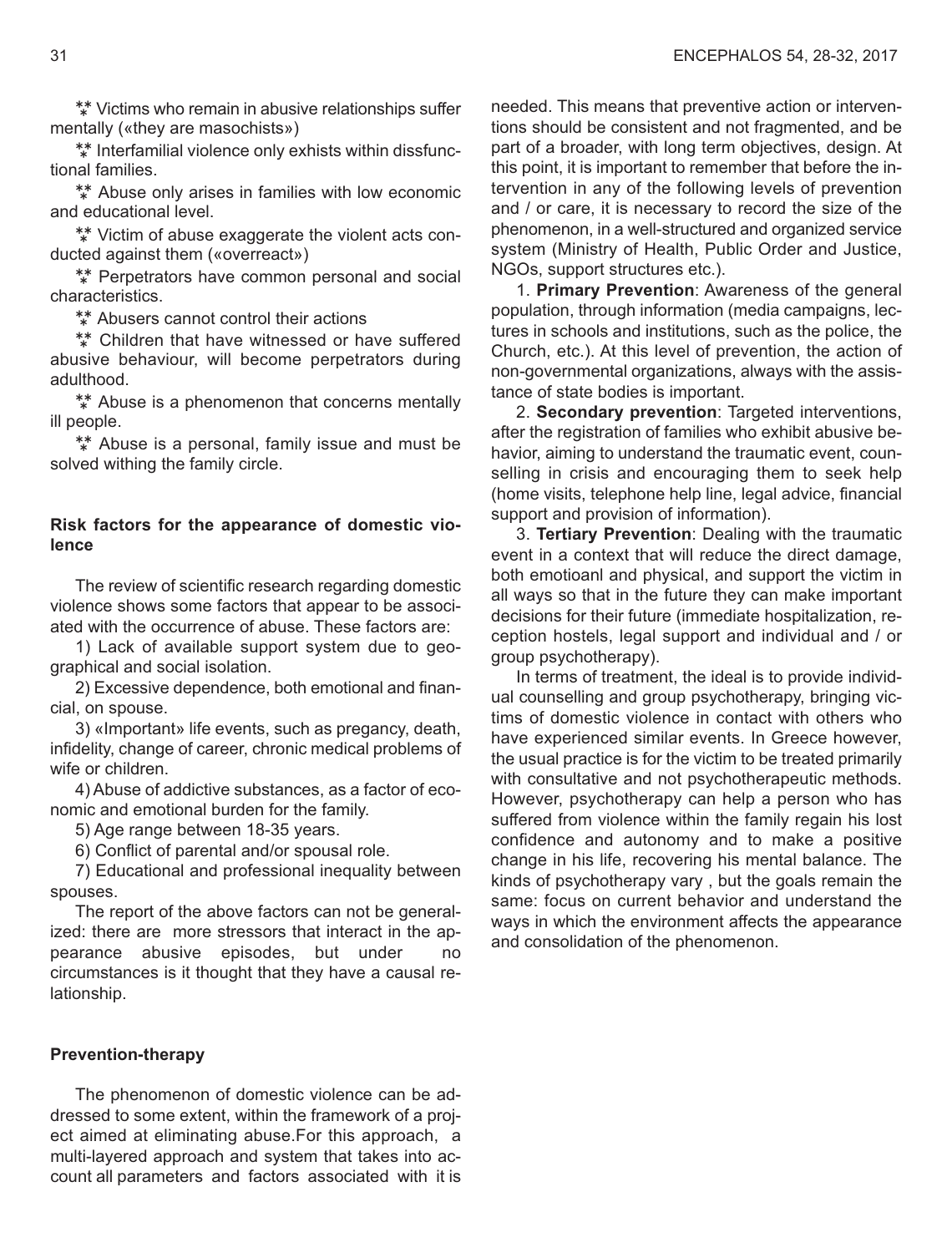⁂ Victims who remain in abusive relationships suffer mentally («they are masochists»)

⁂ Interfamilial violence only exhists within dissfunctional families.

⁂ Abuse only arises in families with low economic and educational level.

⁂ Victim of abuse exaggerate the violent acts conducted against them («overreact»)

⁂ Perpetrators have common personal and social characteristics.

⁂ Abusers cannot control their actions

⁂ Children that have witnessed or have suffered abusive behaviour, will become perpetrators during adulthood.

⁂ Abuse is a phenomenon that concerns mentally ill people.

⁂ Abuse is a personal, family issue and must be solved withing the family circle.

### Risk factors for the appearance of domestic violence

The review of scientific research regarding domestic violence shows some factors that appear to be associated with the occurrence of abuse. These factors are:

1) Lack of available support system due to geographical and social isolation.

2) Excessive dependence, both emotional and financial, on spouse.

3) «Important» life events, such as pregancy, death, infidelity, change of career, chronic medical problems of wife or children.

4) Abuse of addictive substances, as a factor of economic and emotional burden for the family.

5) Age range between 18-35 years.

6) Conflict of parental and/or spousal role.

7) Educational and professional inequality between spouses.

The report of the above factors can not be generalized: there are more stressors that interact in the appearance abusive episodes, but under no circumstances is it thought that they have a causal relationship.

### Prevention-therapy

The phenomenon of domestic violence can be addressed to some extent, within the framework of a project aimed at eliminating abuse.For this approach, a multi-layered approach and system that takes into account all parameters and factors associated with it is needed. This means that preventive action or interventions should be consistent and not fragmented, and be part of a broader, with long term objectives, design. At this point, it is important to remember that before the intervention in any of the following levels of prevention and / or care, it is necessary to record the size of the phenomenon, in a well-structured and organized service system (Ministry of Health, Public Order and Justice, NGOs, support structures etc.).

1. **Primary Prevention**: Awareness of the general population, through information (media campaigns, lectures in schools and institutions, such as the police, the Church, etc.). At this level of prevention, the action of non-governmental organizations, always with the assistance of state bodies is important.

2. **Secondary prevention**: Targeted interventions, after the registration of families who exhibit abusive behavior, aiming to understand the traumatic event, counselling in crisis and encouraging them to seek help (home visits, telephone help line, legal advice, financial support and provision of information).

3. **Tertiary Prevention**: Dealing with the traumatic event in a context that will reduce the direct damage, both emotioanl and physical, and support the victim in all ways so that in the future they can make important decisions for their future (immediate hospitalization, reception hostels, legal support and individual and / or group psychotherapy).

In terms of treatment, the ideal is to provide individual counselling and group psychotherapy, bringing victims of domestic violence in contact with others who have experienced similar events. In Greece however, the usual practice is for the victim to be treated primarily with consultative and not psychotherapeutic methods. However, psychotherapy can help a person who has suffered from violence within the family regain his lost confidence and autonomy and to make a positive change in his life, recovering his mental balance. The kinds of psychotherapy vary , but the goals remain the same: focus on current behavior and understand the ways in which the environment affects the appearance and consolidation of the phenomenon.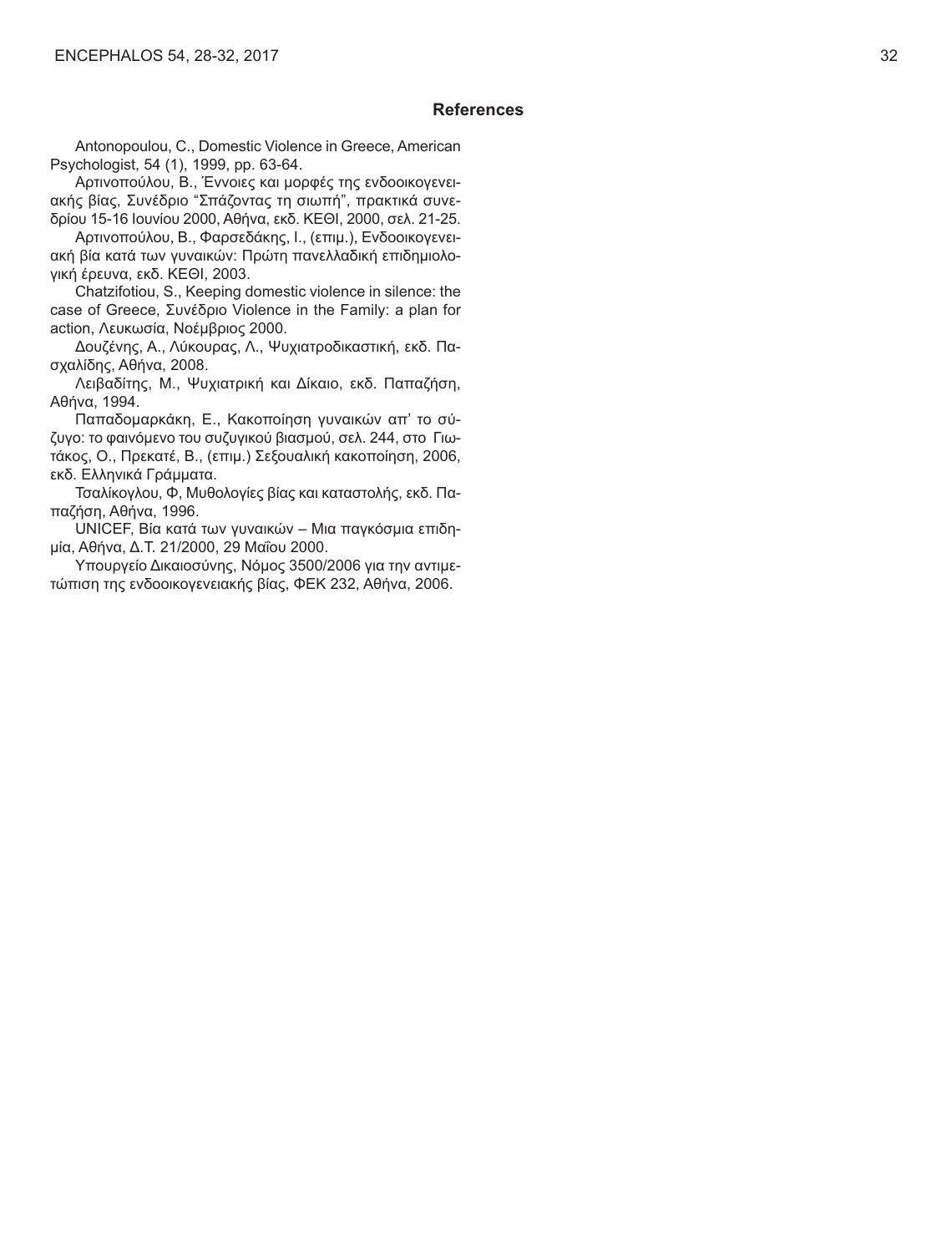## References

Antonopoulou, C., Domestic Violence in Greece, American Psychologist, 54 (1), 1999, pp. 63-64.

Αρτινοπούλου, Β., Έννοιες και μορφές της ενδοοικογενειακής βίας, Συνέδριο "Σπάζοντας τη σιωπή", πρακτικά συνεδρίου 15-16 Ιουνίου 2000, Αθήνα, εκδ. ΚΕΘΙ, 2000, σελ. 21-25.

Αρτινοπούλου, Β., Φαρσεδάκης, Ι., (επιμ.), Ενδοοικογενειακή βία κατά των γυναικών: Πρώτη πανελλαδική επιδημιολογική έρευνα, εκδ. ΚΕΘΙ, 2003.

Chatzifotiou, S., Keeping domestic violence in silence: the case of Greece, Συνέδριο Violence in the Family: a plan for action, Λευκωσία, Νοέμβριος 2000.

Δουζένης, Α., Λύκουρας, Λ., Ψυχιατροδικαστική, εκδ. Πασχαλίδης, Αθήνα, 2008.

Λειβαδίτης, Μ., Ψυχιατρική και Δίκαιο, εκδ. Παπαζήση, Αθήνα, 1994.

Παπαδομαρκάκη, Ε., Κακοποίηση γυναικών απ' το σύζυγο: το φαινόμενο του συζυγικού βιασμού, σελ. 244, στο Γιωτάκος, Ο., Πρεκατέ, Β., (επιμ.) Σεξουαλική κακοποίηση, 2006, εκδ. Ελληνικά Γράμματα.

Τσαλίκογλου, Φ, Μυθολογίες βίας και καταστολής, εκδ. Παπαζήση, Αθήνα, 1996.

UNICEF, Βία κατά των γυναικών – Μια παγκόσμια επιδημία, Αθήνα, Δ.Τ. 21/2000, 29 Μαΐου 2000.

Υπουργείο Δικαιοσύνης, Νόμος 3500/2006 για την αντιμετώπιση της ενδοοικογενειακής βίας, ΦΕΚ 232, Αθήνα, 2006.